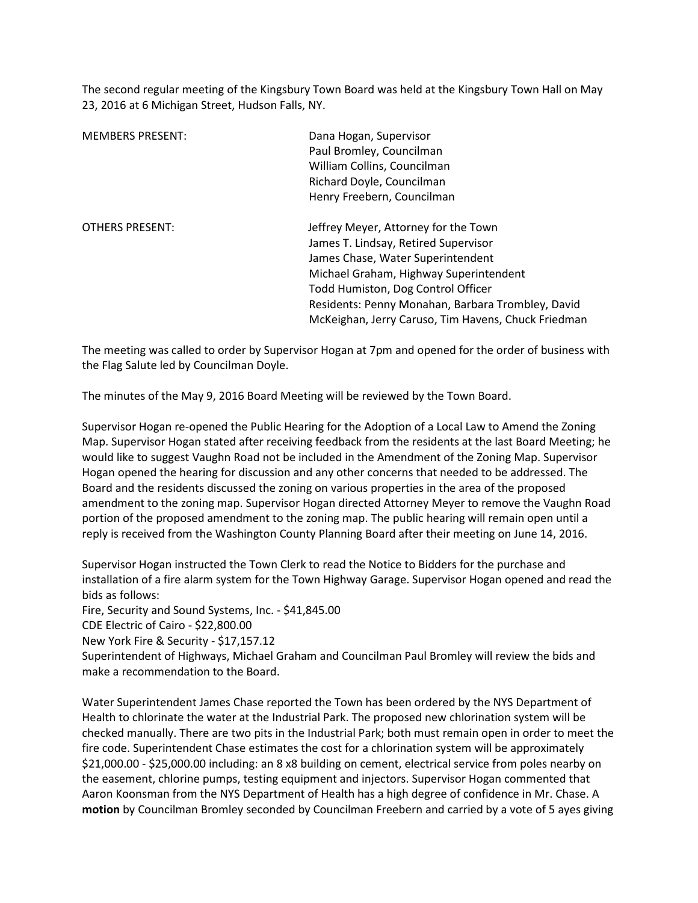The second regular meeting of the Kingsbury Town Board was held at the Kingsbury Town Hall on May 23, 2016 at 6 Michigan Street, Hudson Falls, NY.

MEMBERS PRESENT: Dana Hogan, Supervisor
Paul Bromley, Councilman
William Collins, Councilman
Richard Doyle, Councilman
Henry Freebern, Councilman

OTHERS PRESENT: Jeffrey Meyer, Attorney for the Town
James T. Lindsay, Retired Supervisor
James Chase, Water Superintendent
Michael Graham, Highway Superintendent
Todd Humiston, Dog Control Officer
Residents: Penny Monahan, Barbara Trombley, David McKeighan, Jerry Caruso, Tim Havens, Chuck Friedman

The meeting was called to order by Supervisor Hogan at 7pm and opened for the order of business with the Flag Salute led by Councilman Doyle.

The minutes of the May 9, 2016 Board Meeting will be reviewed by the Town Board.

Supervisor Hogan re-opened the Public Hearing for the Adoption of a Local Law to Amend the Zoning Map. Supervisor Hogan stated after receiving feedback from the residents at the last Board Meeting; he would like to suggest Vaughn Road not be included in the Amendment of the Zoning Map. Supervisor Hogan opened the hearing for discussion and any other concerns that needed to be addressed. The Board and the residents discussed the zoning on various properties in the area of the proposed amendment to the zoning map. Supervisor Hogan directed Attorney Meyer to remove the Vaughn Road portion of the proposed amendment to the zoning map. The public hearing will remain open until a reply is received from the Washington County Planning Board after their meeting on June 14, 2016.

Supervisor Hogan instructed the Town Clerk to read the Notice to Bidders for the purchase and installation of a fire alarm system for the Town Highway Garage. Supervisor Hogan opened and read the bids as follows:
Fire, Security and Sound Systems, Inc. - $41,845.00
CDE Electric of Cairo - $22,800.00
New York Fire & Security - $17,157.12
Superintendent of Highways, Michael Graham and Councilman Paul Bromley will review the bids and make a recommendation to the Board.

Water Superintendent James Chase reported the Town has been ordered by the NYS Department of Health to chlorinate the water at the Industrial Park. The proposed new chlorination system will be checked manually. There are two pits in the Industrial Park; both must remain open in order to meet the fire code. Superintendent Chase estimates the cost for a chlorination system will be approximately $21,000.00 - $25,000.00 including: an 8 x8 building on cement, electrical service from poles nearby on the easement, chlorine pumps, testing equipment and injectors. Supervisor Hogan commented that Aaron Koonsman from the NYS Department of Health has a high degree of confidence in Mr. Chase. A **motion** by Councilman Bromley seconded by Councilman Freebern and carried by a vote of 5 ayes giving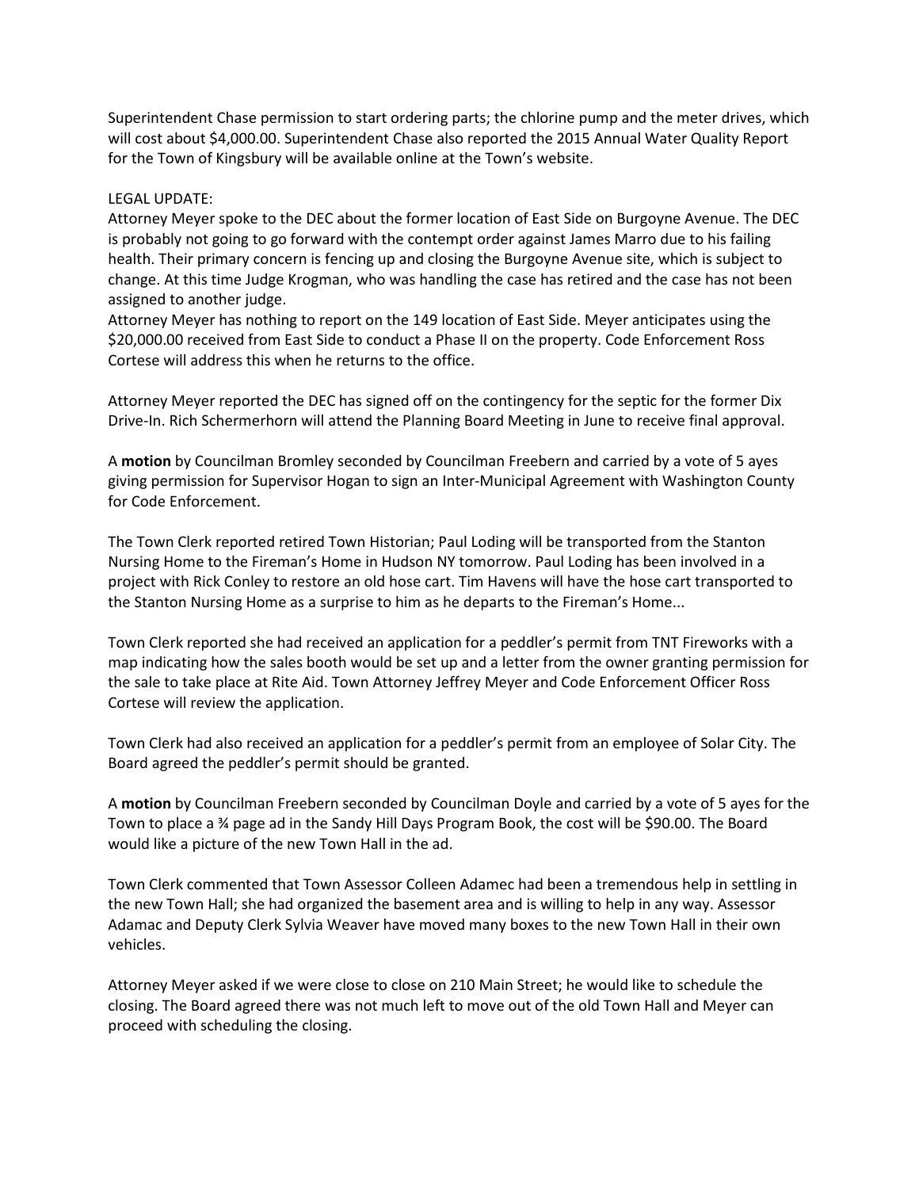Superintendent Chase permission to start ordering parts; the chlorine pump and the meter drives, which will cost about $4,000.00. Superintendent Chase also reported the 2015 Annual Water Quality Report for the Town of Kingsbury will be available online at the Town's website.

LEGAL UPDATE:
Attorney Meyer spoke to the DEC about the former location of East Side on Burgoyne Avenue. The DEC is probably not going to go forward with the contempt order against James Marro due to his failing health. Their primary concern is fencing up and closing the Burgoyne Avenue site, which is subject to change. At this time Judge Krogman, who was handling the case has retired and the case has not been assigned to another judge.
Attorney Meyer has nothing to report on the 149 location of East Side. Meyer anticipates using the $20,000.00 received from East Side to conduct a Phase II on the property. Code Enforcement Ross Cortese will address this when he returns to the office.

Attorney Meyer reported the DEC has signed off on the contingency for the septic for the former Dix Drive-In. Rich Schermerhorn will attend the Planning Board Meeting in June to receive final approval.

A **motion** by Councilman Bromley seconded by Councilman Freebern and carried by a vote of 5 ayes giving permission for Supervisor Hogan to sign an Inter-Municipal Agreement with Washington County for Code Enforcement.

The Town Clerk reported retired Town Historian; Paul Loding will be transported from the Stanton Nursing Home to the Fireman's Home in Hudson NY tomorrow. Paul Loding has been involved in a project with Rick Conley to restore an old hose cart. Tim Havens will have the hose cart transported to the Stanton Nursing Home as a surprise to him as he departs to the Fireman's Home...

Town Clerk reported she had received an application for a peddler's permit from TNT Fireworks with a map indicating how the sales booth would be set up and a letter from the owner granting permission for the sale to take place at Rite Aid. Town Attorney Jeffrey Meyer and Code Enforcement Officer Ross Cortese will review the application.

Town Clerk had also received an application for a peddler's permit from an employee of Solar City. The Board agreed the peddler's permit should be granted.

A **motion** by Councilman Freebern seconded by Councilman Doyle and carried by a vote of 5 ayes for the Town to place a ¾ page ad in the Sandy Hill Days Program Book, the cost will be $90.00. The Board would like a picture of the new Town Hall in the ad.

Town Clerk commented that Town Assessor Colleen Adamec had been a tremendous help in settling in the new Town Hall; she had organized the basement area and is willing to help in any way. Assessor Adamac and Deputy Clerk Sylvia Weaver have moved many boxes to the new Town Hall in their own vehicles.

Attorney Meyer asked if we were close to close on 210 Main Street; he would like to schedule the closing. The Board agreed there was not much left to move out of the old Town Hall and Meyer can proceed with scheduling the closing.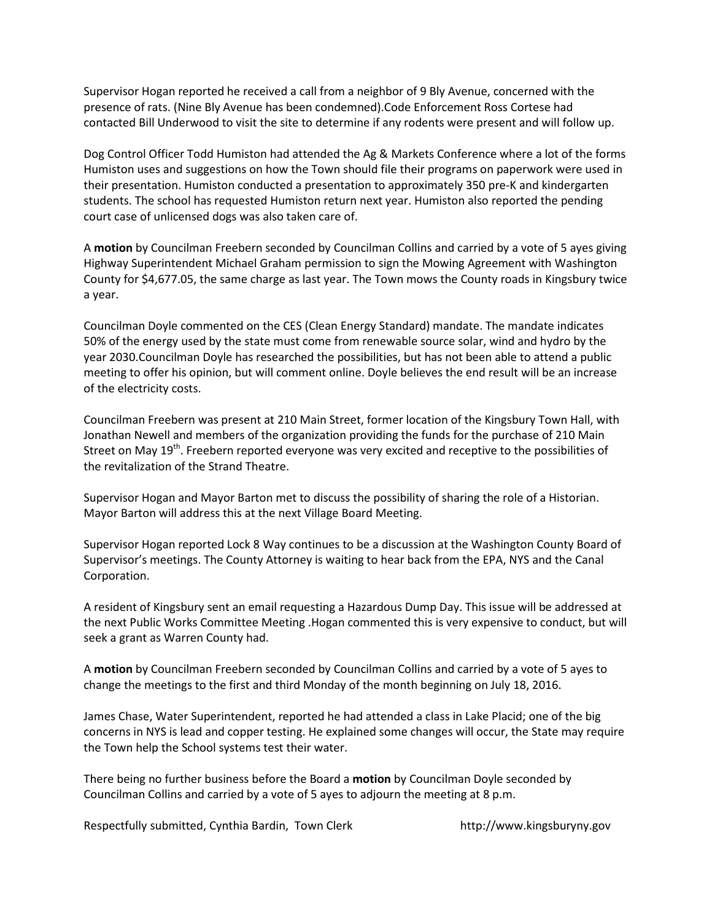Supervisor Hogan reported he received a call from a neighbor of 9 Bly Avenue, concerned with the presence of rats. (Nine Bly Avenue has been condemned).Code Enforcement Ross Cortese had contacted Bill Underwood to visit the site to determine if any rodents were present and will follow up.

Dog Control Officer Todd Humiston had attended the Ag & Markets Conference where a lot of the forms Humiston uses and suggestions on how the Town should file their programs on paperwork were used in their presentation. Humiston conducted a presentation to approximately 350 pre-K and kindergarten students. The school has requested Humiston return next year. Humiston also reported the pending court case of unlicensed dogs was also taken care of.

A **motion** by Councilman Freebern seconded by Councilman Collins and carried by a vote of 5 ayes giving Highway Superintendent Michael Graham permission to sign the Mowing Agreement with Washington County for $4,677.05, the same charge as last year. The Town mows the County roads in Kingsbury twice a year.

Councilman Doyle commented on the CES (Clean Energy Standard) mandate. The mandate indicates 50% of the energy used by the state must come from renewable source solar, wind and hydro by the year 2030.Councilman Doyle has researched the possibilities, but has not been able to attend a public meeting to offer his opinion, but will comment online. Doyle believes the end result will be an increase of the electricity costs.

Councilman Freebern was present at 210 Main Street, former location of the Kingsbury Town Hall, with Jonathan Newell and members of the organization providing the funds for the purchase of 210 Main Street on May 19th. Freebern reported everyone was very excited and receptive to the possibilities of the revitalization of the Strand Theatre.

Supervisor Hogan and Mayor Barton met to discuss the possibility of sharing the role of a Historian. Mayor Barton will address this at the next Village Board Meeting.

Supervisor Hogan reported Lock 8 Way continues to be a discussion at the Washington County Board of Supervisor's meetings. The County Attorney is waiting to hear back from the EPA, NYS and the Canal Corporation.

A resident of Kingsbury sent an email requesting a Hazardous Dump Day. This issue will be addressed at the next Public Works Committee Meeting .Hogan commented this is very expensive to conduct, but will seek a grant as Warren County had.

A **motion** by Councilman Freebern seconded by Councilman Collins and carried by a vote of 5 ayes to change the meetings to the first and third Monday of the month beginning on July 18, 2016.

James Chase, Water Superintendent, reported he had attended a class in Lake Placid; one of the big concerns in NYS is lead and copper testing. He explained some changes will occur, the State may require the Town help the School systems test their water.

There being no further business before the Board a **motion** by Councilman Doyle seconded by Councilman Collins and carried by a vote of 5 ayes to adjourn the meeting at 8 p.m.

Respectfully submitted, Cynthia Bardin, Town Clerk http://www.kingsburyny.gov